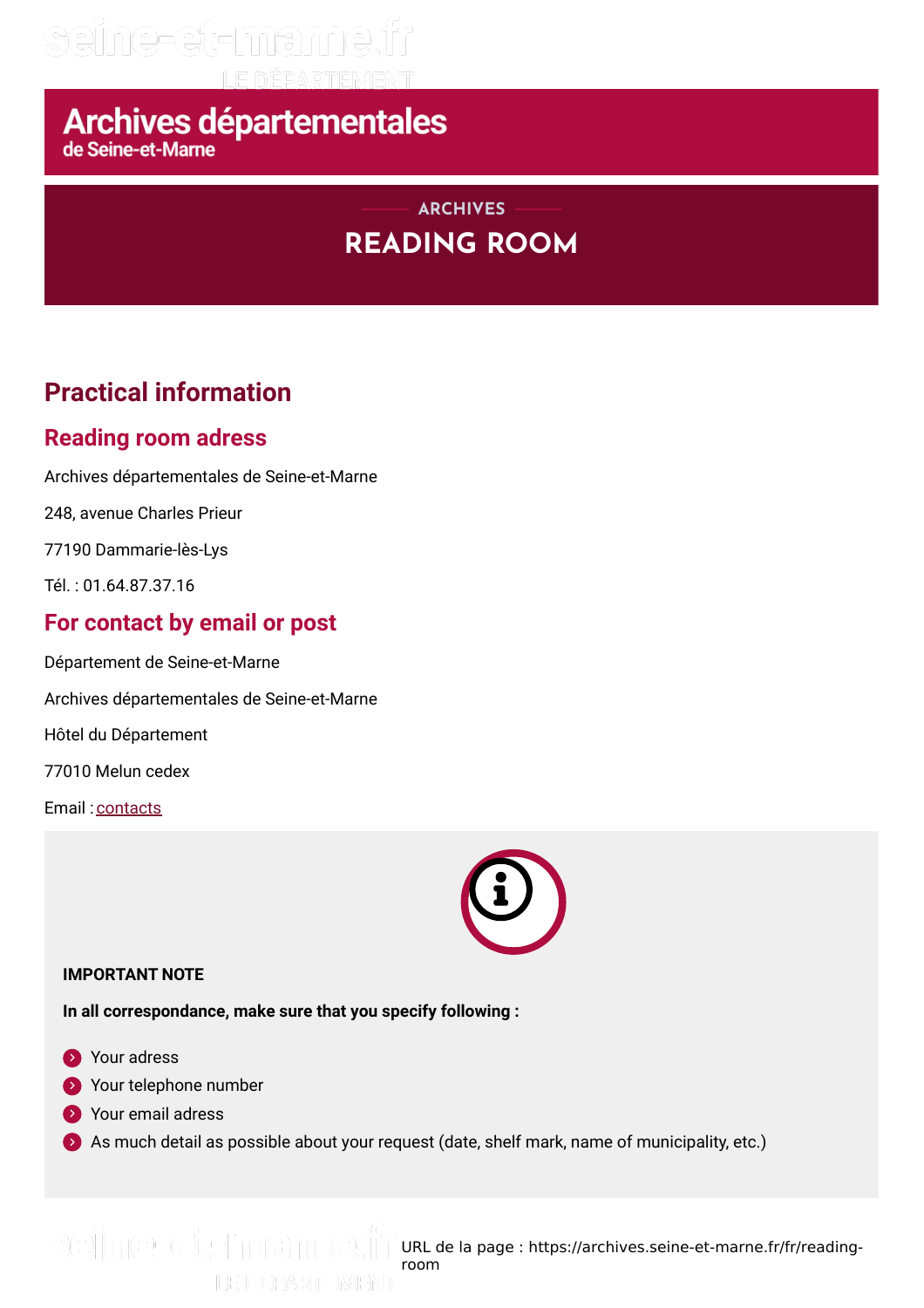# Archives départementales de Seine-et-Marne

ARCHIVES

# READING ROOM

## Practical information

### Reading room adress

Archives départementales de Seine-et-Marne

248, avenue Charles Prieur

77190 Dammarie-lès-Lys

Tél. : 01.64.87.37.16

### For contact by email or post

Département de Seine-et-Marne

Archives départementales de Seine-et-Marne

Hôtel du Département

77010 Melun cedex

Email : contacts

**IMPORTANT NOTE**

**In all correspondance, make sure that you specify following :**

- Your adress
- Your telephone number
- Your email adress
- As much detail as possible about your request (date, shelf mark, name of municipality, etc.)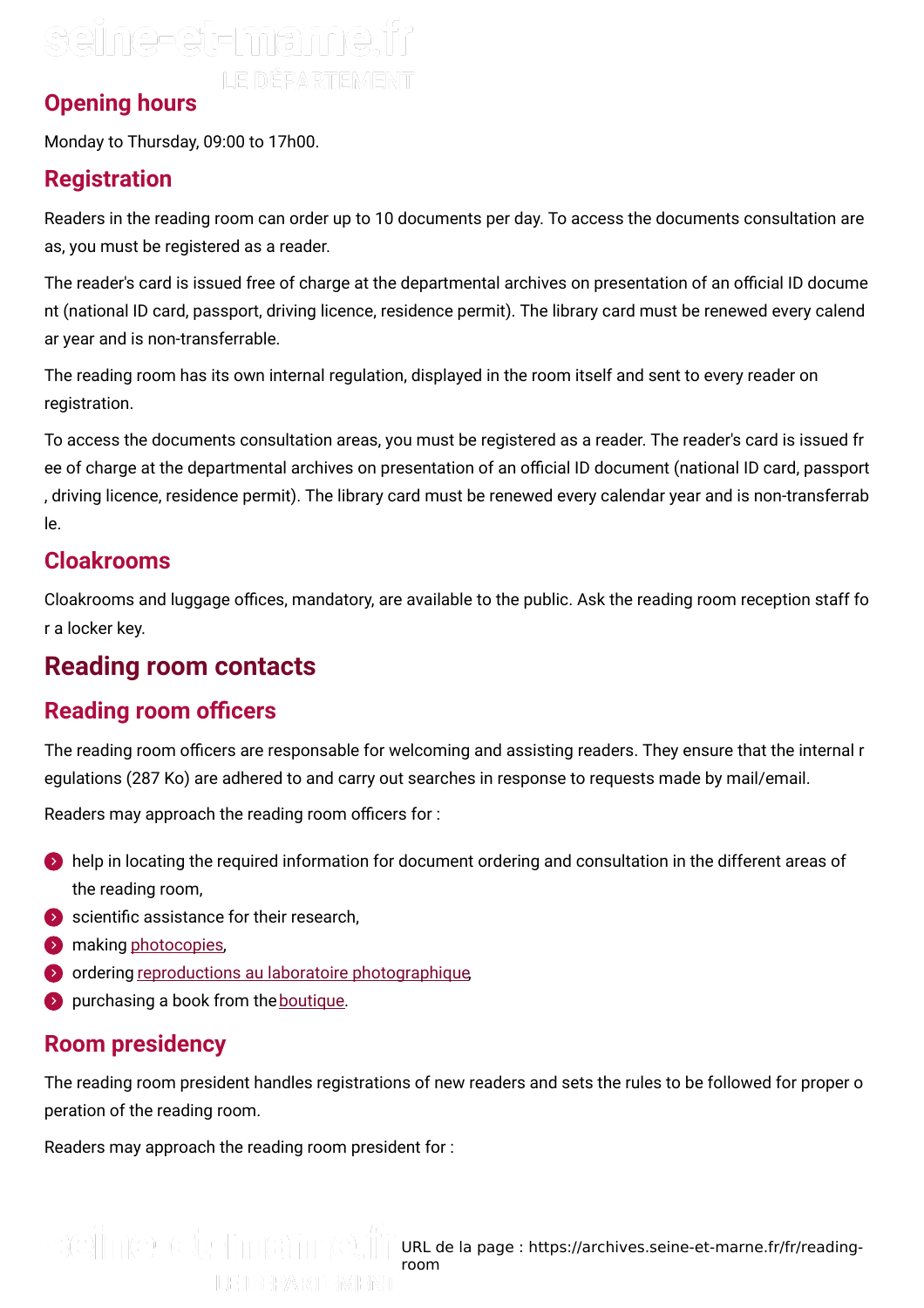## Opening hours

Monday to Thursday, 09:00 to 17h00.

## Registration

Readers in the reading room can order up to 10 documents per day. To access the documents consultation are as, you must be registered as a reader.

The reader's card is issued free of charge at the departmental archives on presentation of an official ID document (national ID card, passport, driving licence, residence permit). The library card must be renewed every calendar year and is non-transferrable.

The reading room has its own internal regulation, displayed in the room itself and sent to every reader on registration.

To access the documents consultation areas, you must be registered as a reader. The reader's card is issued free of charge at the departmental archives on presentation of an official ID document (national ID card, passport , driving licence, residence permit). The library card must be renewed every calendar year and is non-transferrable.

## Cloakrooms

Cloakrooms and luggage offices, mandatory, are available to the public. Ask the reading room reception staff for a locker key.

# Reading room contacts

## Reading room officers

The reading room officers are responsable for welcoming and assisting readers. They ensure that the internal regulations (287 Ko) are adhered to and carry out searches in response to requests made by mail/email.

Readers may approach the reading room officers for :

- help in locating the required information for document ordering and consultation in the different areas of the reading room,
- scientific assistance for their research,
- making photocopies,
- ordering reproductions au laboratoire photographique,
- purchasing a book from the boutique.

## Room presidency

The reading room president handles registrations of new readers and sets the rules to be followed for proper operation of the reading room.

Readers may approach the reading room president for :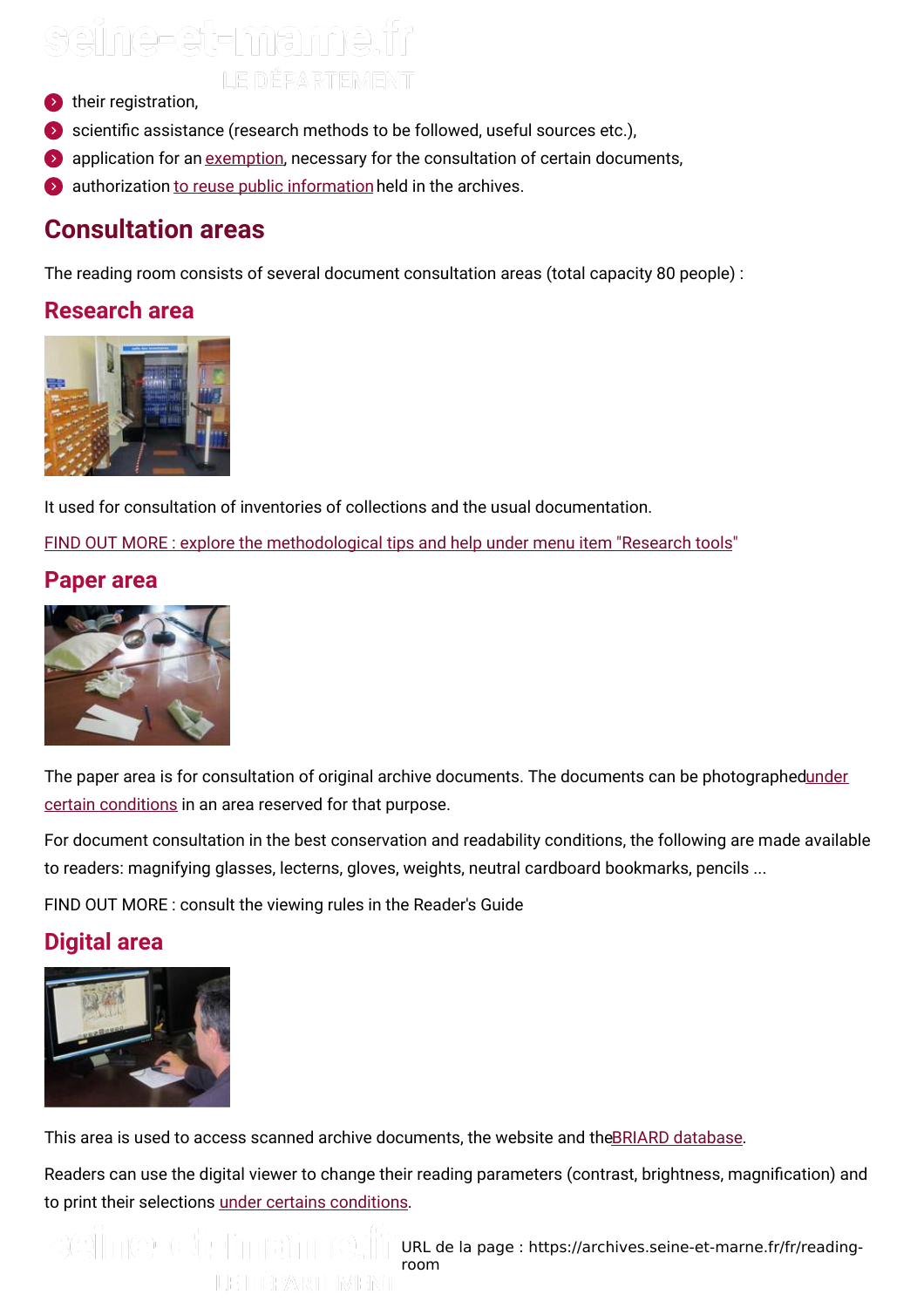- their registration,
- scientific assistance (research methods to be followed, useful sources etc.),
- application for an exemption, necessary for the consultation of certain documents,
- authorization to reuse public information held in the archives.

## Consultation areas

The reading room consists of several document consultation areas (total capacity 80 people) :

### Research area

It used for consultation of inventories of collections and the usual documentation.

FIND OUT MORE : explore the methodological tips and help under menu item "Research tools"

### Paper area

The paper area is for consultation of original archive documents. The documents can be photographed under certain conditions in an area reserved for that purpose.

For document consultation in the best conservation and readability conditions, the following are made available to readers: magnifying glasses, lecterns, gloves, weights, neutral cardboard bookmarks, pencils ...

FIND OUT MORE : consult the viewing rules in the Reader's Guide

### Digital area

This area is used to access scanned archive documents, the website and the BRIARD database.

Readers can use the digital viewer to change their reading parameters (contrast, brightness, magnification) and to print their selections under certains conditions.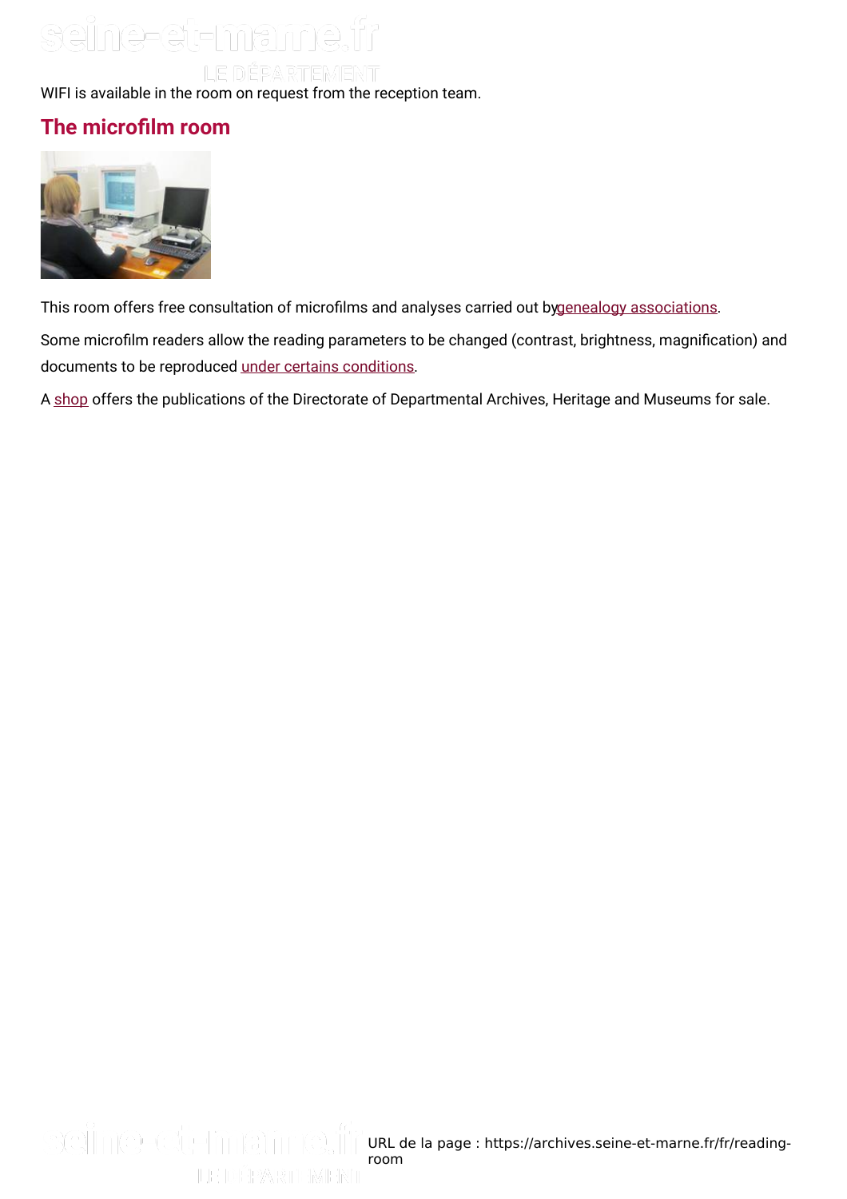WIFI is available in the room on request from the reception team.

## The microfilm room

This room offers free consultation of microfilms and analyses carried out by genealogy associations.

Some microfilm readers allow the reading parameters to be changed (contrast, brightness, magnification) and documents to be reproduced under certains conditions.

A shop offers the publications of the Directorate of Departmental Archives, Heritage and Museums for sale.